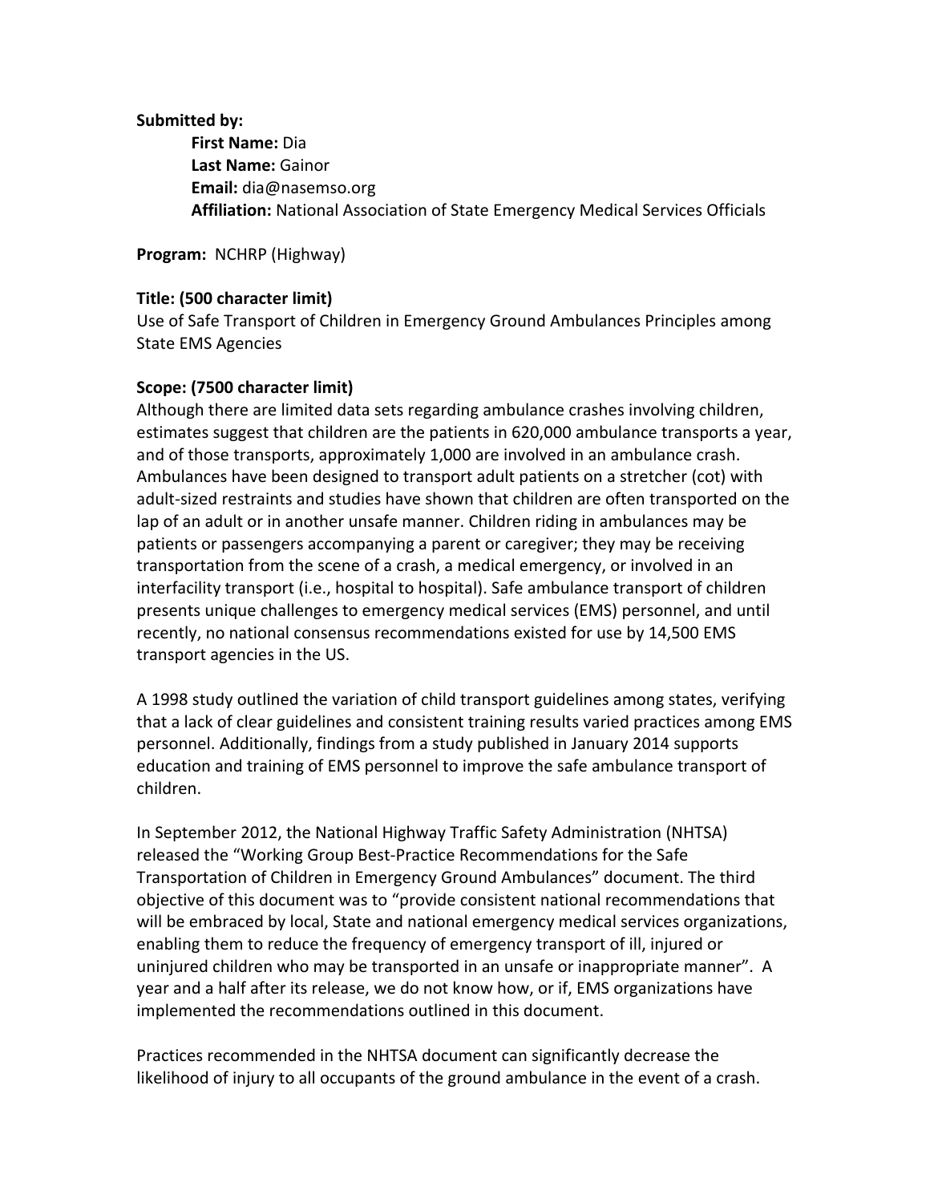**Submitted by:**

**First Name:** Dia
**Last Name:** Gainor
**Email:** dia@nasemso.org
**Affiliation:** National Association of State Emergency Medical Services Officials

**Program:** NCHRP (Highway)

**Title: (500 character limit)**

Use of Safe Transport of Children in Emergency Ground Ambulances Principles among State EMS Agencies

**Scope: (7500 character limit)**

Although there are limited data sets regarding ambulance crashes involving children, estimates suggest that children are the patients in 620,000 ambulance transports a year, and of those transports, approximately 1,000 are involved in an ambulance crash. Ambulances have been designed to transport adult patients on a stretcher (cot) with adult-sized restraints and studies have shown that children are often transported on the lap of an adult or in another unsafe manner. Children riding in ambulances may be patients or passengers accompanying a parent or caregiver; they may be receiving transportation from the scene of a crash, a medical emergency, or involved in an interfacility transport (i.e., hospital to hospital). Safe ambulance transport of children presents unique challenges to emergency medical services (EMS) personnel, and until recently, no national consensus recommendations existed for use by 14,500 EMS transport agencies in the US.

A 1998 study outlined the variation of child transport guidelines among states, verifying that a lack of clear guidelines and consistent training results varied practices among EMS personnel. Additionally, findings from a study published in January 2014 supports education and training of EMS personnel to improve the safe ambulance transport of children.

In September 2012, the National Highway Traffic Safety Administration (NHTSA) released the "Working Group Best-Practice Recommendations for the Safe Transportation of Children in Emergency Ground Ambulances" document. The third objective of this document was to "provide consistent national recommendations that will be embraced by local, State and national emergency medical services organizations, enabling them to reduce the frequency of emergency transport of ill, injured or uninjured children who may be transported in an unsafe or inappropriate manner". A year and a half after its release, we do not know how, or if, EMS organizations have implemented the recommendations outlined in this document.

Practices recommended in the NHTSA document can significantly decrease the likelihood of injury to all occupants of the ground ambulance in the event of a crash.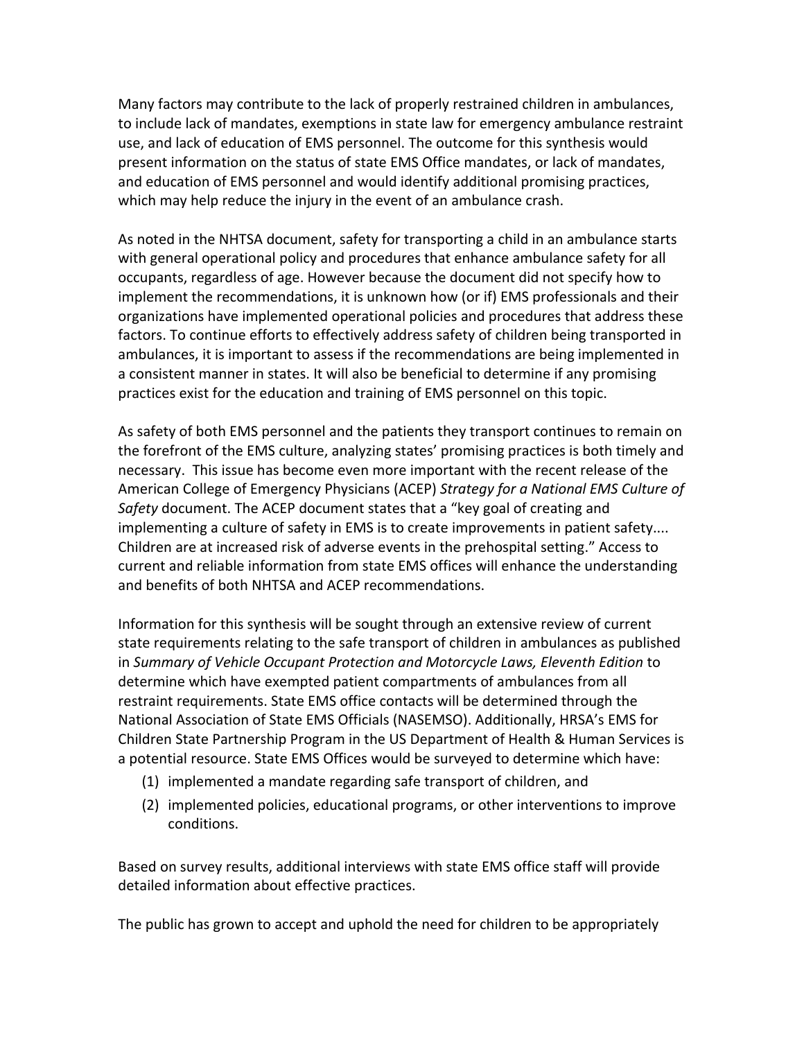Many factors may contribute to the lack of properly restrained children in ambulances, to include lack of mandates, exemptions in state law for emergency ambulance restraint use, and lack of education of EMS personnel. The outcome for this synthesis would present information on the status of state EMS Office mandates, or lack of mandates, and education of EMS personnel and would identify additional promising practices, which may help reduce the injury in the event of an ambulance crash.

As noted in the NHTSA document, safety for transporting a child in an ambulance starts with general operational policy and procedures that enhance ambulance safety for all occupants, regardless of age. However because the document did not specify how to implement the recommendations, it is unknown how (or if) EMS professionals and their organizations have implemented operational policies and procedures that address these factors. To continue efforts to effectively address safety of children being transported in ambulances, it is important to assess if the recommendations are being implemented in a consistent manner in states. It will also be beneficial to determine if any promising practices exist for the education and training of EMS personnel on this topic.

As safety of both EMS personnel and the patients they transport continues to remain on the forefront of the EMS culture, analyzing states' promising practices is both timely and necessary. This issue has become even more important with the recent release of the American College of Emergency Physicians (ACEP) *Strategy for a National EMS Culture of Safety* document. The ACEP document states that a "key goal of creating and implementing a culture of safety in EMS is to create improvements in patient safety.... Children are at increased risk of adverse events in the prehospital setting." Access to current and reliable information from state EMS offices will enhance the understanding and benefits of both NHTSA and ACEP recommendations.

Information for this synthesis will be sought through an extensive review of current state requirements relating to the safe transport of children in ambulances as published in *Summary of Vehicle Occupant Protection and Motorcycle Laws, Eleventh Edition* to determine which have exempted patient compartments of ambulances from all restraint requirements. State EMS office contacts will be determined through the National Association of State EMS Officials (NASEMSO). Additionally, HRSA's EMS for Children State Partnership Program in the US Department of Health & Human Services is a potential resource. State EMS Offices would be surveyed to determine which have:

(1) implemented a mandate regarding safe transport of children, and
(2) implemented policies, educational programs, or other interventions to improve conditions.

Based on survey results, additional interviews with state EMS office staff will provide detailed information about effective practices.

The public has grown to accept and uphold the need for children to be appropriately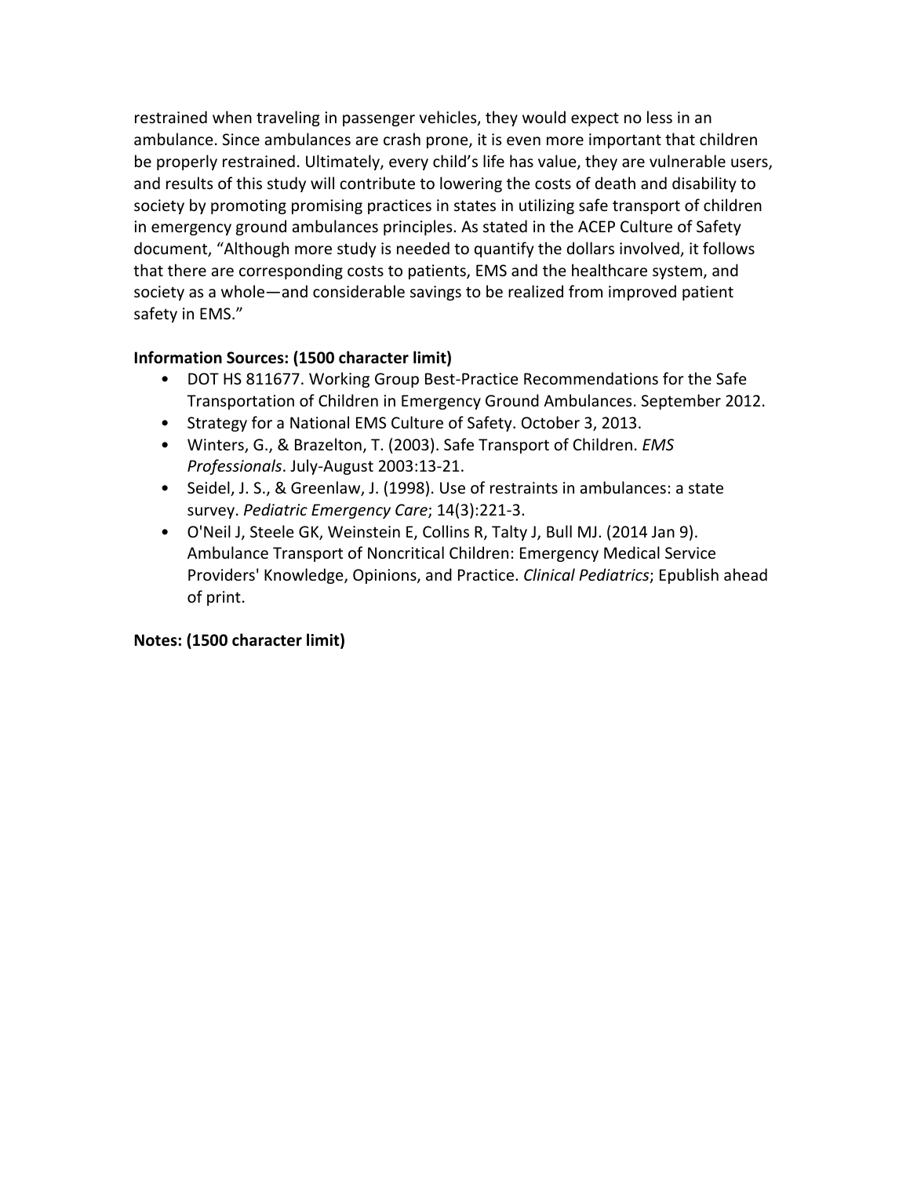restrained when traveling in passenger vehicles, they would expect no less in an ambulance. Since ambulances are crash prone, it is even more important that children be properly restrained. Ultimately, every child's life has value, they are vulnerable users, and results of this study will contribute to lowering the costs of death and disability to society by promoting promising practices in states in utilizing safe transport of children in emergency ground ambulances principles. As stated in the ACEP Culture of Safety document, "Although more study is needed to quantify the dollars involved, it follows that there are corresponding costs to patients, EMS and the healthcare system, and society as a whole—and considerable savings to be realized from improved patient safety in EMS."

**Information Sources: (1500 character limit)**

- DOT HS 811677. Working Group Best-Practice Recommendations for the Safe Transportation of Children in Emergency Ground Ambulances. September 2012.
- Strategy for a National EMS Culture of Safety. October 3, 2013.
- Winters, G., & Brazelton, T. (2003). Safe Transport of Children. *EMS Professionals*. July-August 2003:13-21.
- Seidel, J. S., & Greenlaw, J. (1998). Use of restraints in ambulances: a state survey. *Pediatric Emergency Care*; 14(3):221-3.
- O'Neil J, Steele GK, Weinstein E, Collins R, Talty J, Bull MJ. (2014 Jan 9). Ambulance Transport of Noncritical Children: Emergency Medical Service Providers' Knowledge, Opinions, and Practice. *Clinical Pediatrics*; Epublish ahead of print.

**Notes: (1500 character limit)**